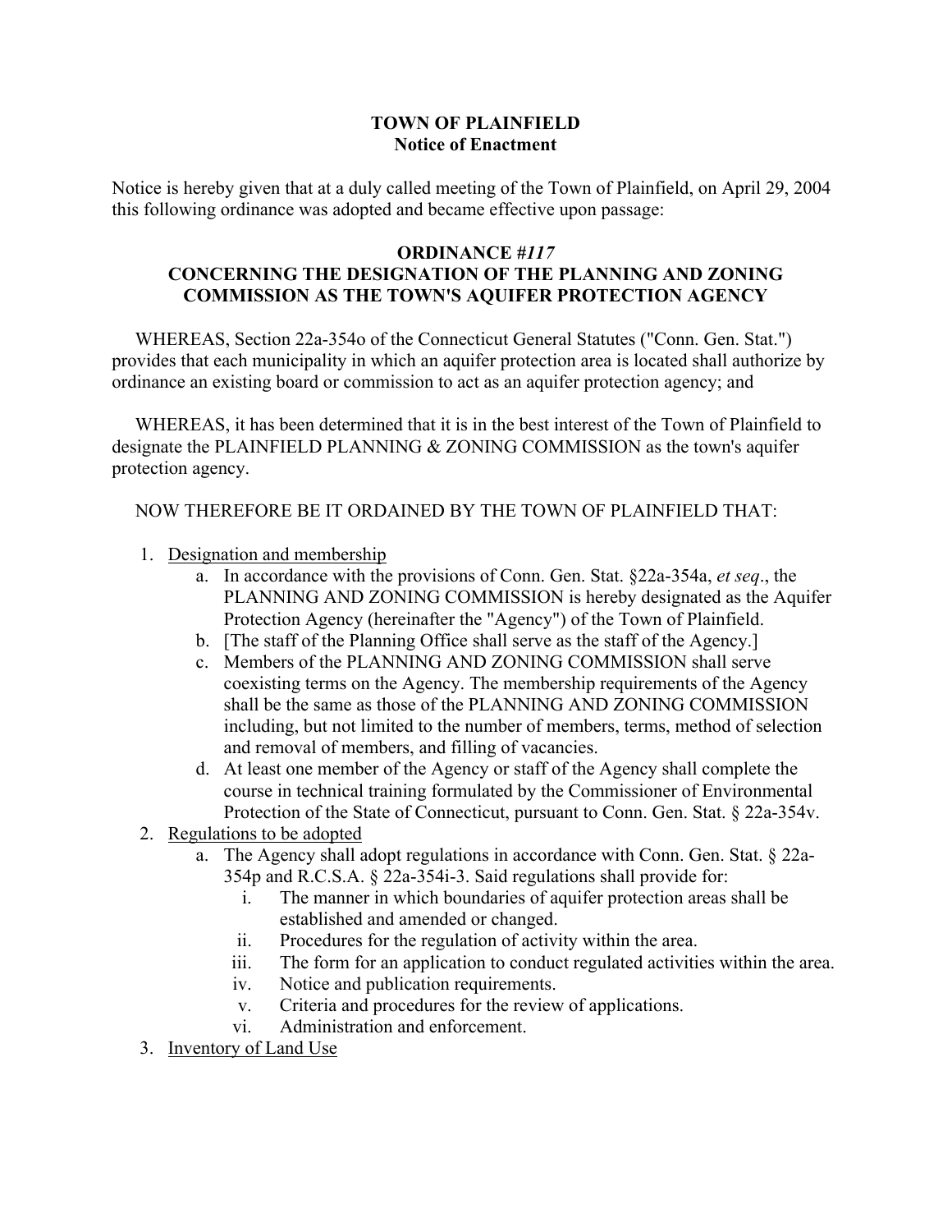**TOWN OF PLAINFIELD**
**Notice of Enactment**

Notice is hereby given that at a duly called meeting of the Town of Plainfield, on April 29, 2004 this following ordinance was adopted and became effective upon passage:

**ORDINANCE #*117***
**CONCERNING THE DESIGNATION OF THE PLANNING AND ZONING COMMISSION AS THE TOWN'S AQUIFER PROTECTION AGENCY**

WHEREAS, Section 22a-354o of the Connecticut General Statutes ("Conn. Gen. Stat.") provides that each municipality in which an aquifer protection area is located shall authorize by ordinance an existing board or commission to act as an aquifer protection agency; and

WHEREAS, it has been determined that it is in the best interest of the Town of Plainfield to designate the PLAINFIELD PLANNING & ZONING COMMISSION as the town's aquifer protection agency.

NOW THEREFORE BE IT ORDAINED BY THE TOWN OF PLAINFIELD THAT:

1. <u>Designation and membership</u>
   a. In accordance with the provisions of Conn. Gen. Stat. §22a-354a, *et seq*., the PLANNING AND ZONING COMMISSION is hereby designated as the Aquifer Protection Agency (hereinafter the "Agency") of the Town of Plainfield.
   b. [The staff of the Planning Office shall serve as the staff of the Agency.]
   c. Members of the PLANNING AND ZONING COMMISSION shall serve coexisting terms on the Agency. The membership requirements of the Agency shall be the same as those of the PLANNING AND ZONING COMMISSION including, but not limited to the number of members, terms, method of selection and removal of members, and filling of vacancies.
   d. At least one member of the Agency or staff of the Agency shall complete the course in technical training formulated by the Commissioner of Environmental Protection of the State of Connecticut, pursuant to Conn. Gen. Stat. § 22a-354v.
2. <u>Regulations to be adopted</u>
   a. The Agency shall adopt regulations in accordance with Conn. Gen. Stat. § 22a-354p and R.C.S.A. § 22a-354i-3. Said regulations shall provide for:
      i. The manner in which boundaries of aquifer protection areas shall be established and amended or changed.
      ii. Procedures for the regulation of activity within the area.
      iii. The form for an application to conduct regulated activities within the area.
      iv. Notice and publication requirements.
      v. Criteria and procedures for the review of applications.
      vi. Administration and enforcement.
3. <u>Inventory of Land Use</u>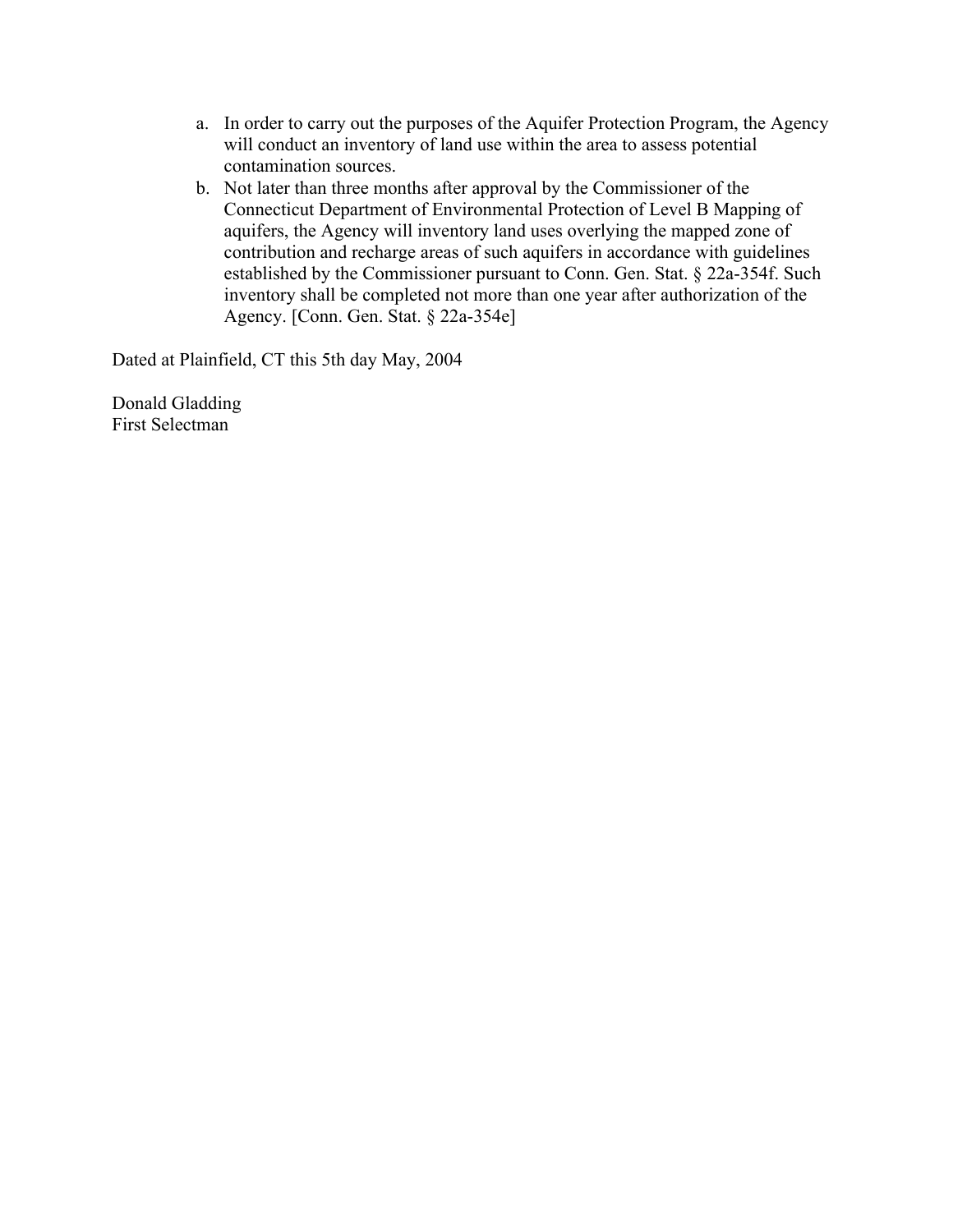a. In order to carry out the purposes of the Aquifer Protection Program, the Agency will conduct an inventory of land use within the area to assess potential contamination sources.
b. Not later than three months after approval by the Commissioner of the Connecticut Department of Environmental Protection of Level B Mapping of aquifers, the Agency will inventory land uses overlying the mapped zone of contribution and recharge areas of such aquifers in accordance with guidelines established by the Commissioner pursuant to Conn. Gen. Stat. § 22a-354f. Such inventory shall be completed not more than one year after authorization of the Agency. [Conn. Gen. Stat. § 22a-354e]

Dated at Plainfield, CT this 5th day May, 2004

Donald Gladding
First Selectman